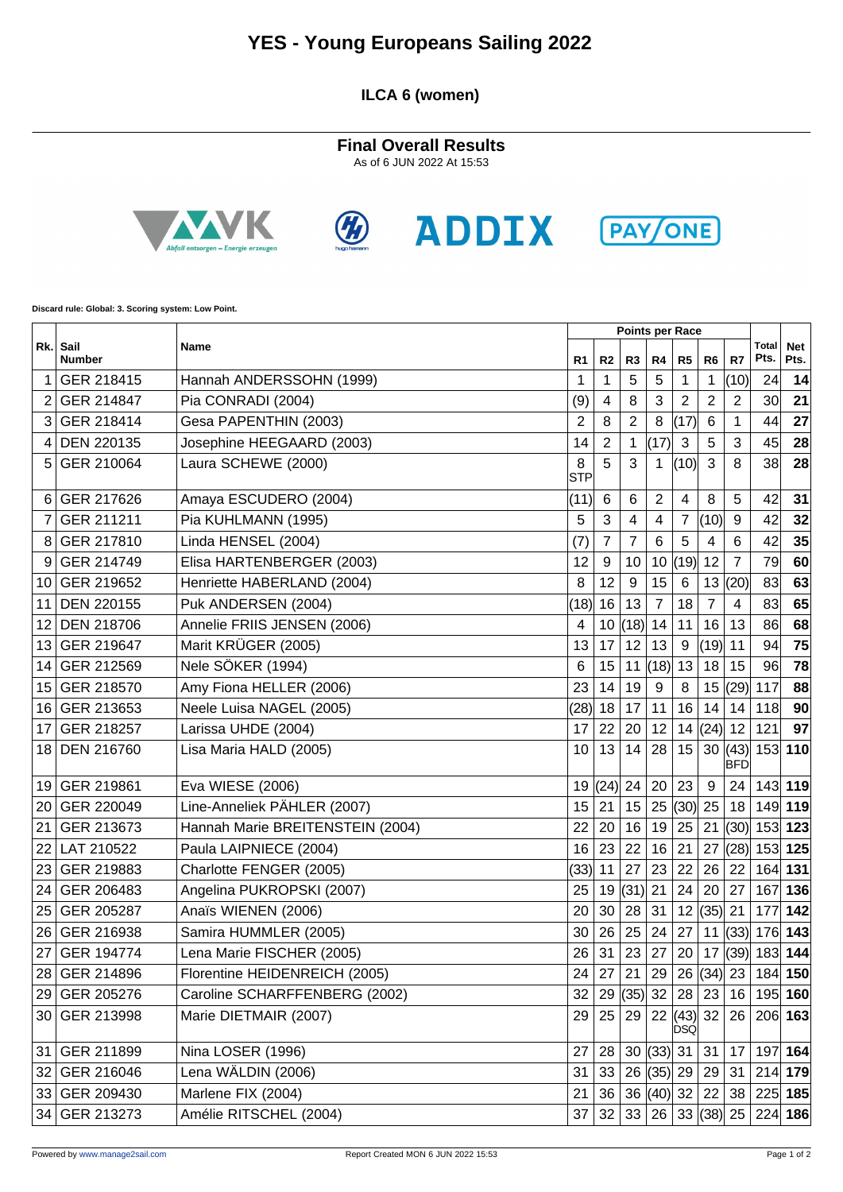# YES - Young Europeans Sailing 2022

## ILCA 6 (women)

### Final Overall Results

As of 6 JUN 2022 At 15:53

Discard rule: Global: 3. Scoring system: Low Point.

| Rk. | Sail Number | Name | Points per Race | | | | | | | Total Pts. | Net Pts. |
|---|---|---|---|---|---|---|---|---|---|---|---|
| | | | R1 | R2 | R3 | R4 | R5 | R6 | R7 | | |
| 1 | GER 218415 | Hannah ANDERSSOHN (1999) | 1 | 1 | 5 | 5 | 1 | 1 | (10) | 24 | **14** |
| 2 | GER 214847 | Pia CONRADI (2004) | (9) | 4 | 8 | 3 | 2 | 2 | 2 | 30 | **21** |
| 3 | GER 218414 | Gesa PAPENTHIN (2003) | 2 | 8 | 2 | 8 | (17) | 6 | 1 | 44 | **27** |
| 4 | DEN 220135 | Josephine HEEGAARD (2003) | 14 | 2 | 1 | (17) | 3 | 5 | 3 | 45 | **28** |
| 5 | GER 210064 | Laura SCHEWE (2000) | 8 STP | 5 | 3 | 1 | (10) | 3 | 8 | 38 | **28** |
| 6 | GER 217626 | Amaya ESCUDERO (2004) | (11) | 6 | 6 | 2 | 4 | 8 | 5 | 42 | **31** |
| 7 | GER 211211 | Pia KUHLMANN (1995) | 5 | 3 | 4 | 4 | 7 | (10) | 9 | 42 | **32** |
| 8 | GER 217810 | Linda HENSEL (2004) | (7) | 7 | 7 | 6 | 5 | 4 | 6 | 42 | **35** |
| 9 | GER 214749 | Elisa HARTENBERGER (2003) | 12 | 9 | 10 | 10 | (19) | 12 | 7 | 79 | **60** |
| 10 | GER 219652 | Henriette HABERLAND (2004) | 8 | 12 | 9 | 15 | 6 | 13 | (20) | 83 | **63** |
| 11 | DEN 220155 | Puk ANDERSEN (2004) | (18) | 16 | 13 | 7 | 18 | 7 | 4 | 83 | **65** |
| 12 | DEN 218706 | Annelie FRIIS JENSEN (2006) | 4 | 10 | (18) | 14 | 11 | 16 | 13 | 86 | **68** |
| 13 | GER 219647 | Marit KRÜGER (2005) | 13 | 17 | 12 | 13 | 9 | (19) | 11 | 94 | **75** |
| 14 | GER 212569 | Nele SÖKER (1994) | 6 | 15 | 11 | (18) | 13 | 18 | 15 | 96 | **78** |
| 15 | GER 218570 | Amy Fiona HELLER (2006) | 23 | 14 | 19 | 9 | 8 | 15 | (29) | 117 | **88** |
| 16 | GER 213653 | Neele Luisa NAGEL (2005) | (28) | 18 | 17 | 11 | 16 | 14 | 14 | 118 | **90** |
| 17 | GER 218257 | Larissa UHDE (2004) | 17 | 22 | 20 | 12 | 14 | (24) | 12 | 121 | **97** |
| 18 | DEN 216760 | Lisa Maria HALD (2005) | 10 | 13 | 14 | 28 | 15 | 30 | (43) BFD | 153 | **110** |
| 19 | GER 219861 | Eva WIESE (2006) | 19 | (24) | 24 | 20 | 23 | 9 | 24 | 143 | **119** |
| 20 | GER 220049 | Line-Anneliek PÄHLER (2007) | 15 | 21 | 15 | 25 | (30) | 25 | 18 | 149 | **119** |
| 21 | GER 213673 | Hannah Marie BREITENSTEIN (2004) | 22 | 20 | 16 | 19 | 25 | 21 | (30) | 153 | **123** |
| 22 | LAT 210522 | Paula LAIPNIECE (2004) | 16 | 23 | 22 | 16 | 21 | 27 | (28) | 153 | **125** |
| 23 | GER 219883 | Charlotte FENGER (2005) | (33) | 11 | 27 | 23 | 22 | 26 | 22 | 164 | **131** |
| 24 | GER 206483 | Angelina PUKROPSKI (2007) | 25 | 19 | (31) | 21 | 24 | 20 | 27 | 167 | **136** |
| 25 | GER 205287 | Anaïs WIENEN (2006) | 20 | 30 | 28 | 31 | 12 | (35) | 21 | 177 | **142** |
| 26 | GER 216938 | Samira HUMMLER (2005) | 30 | 26 | 25 | 24 | 27 | 11 | (33) | 176 | **143** |
| 27 | GER 194774 | Lena Marie FISCHER (2005) | 26 | 31 | 23 | 27 | 20 | 17 | (39) | 183 | **144** |
| 28 | GER 214896 | Florentine HEIDENREICH (2005) | 24 | 27 | 21 | 29 | 26 | (34) | 23 | 184 | **150** |
| 29 | GER 205276 | Caroline SCHARFFENBERG (2002) | 32 | 29 | (35) | 32 | 28 | 23 | 16 | 195 | **160** |
| 30 | GER 213998 | Marie DIETMAIR (2007) | 29 | 25 | 29 | 22 | (43) DSQ | 32 | 26 | 206 | **163** |
| 31 | GER 211899 | Nina LOSER (1996) | 27 | 28 | 30 | (33) | 31 | 31 | 17 | 197 | **164** |
| 32 | GER 216046 | Lena WÄLDIN (2006) | 31 | 33 | 26 | (35) | 29 | 29 | 31 | 214 | **179** |
| 33 | GER 209430 | Marlene FIX (2004) | 21 | 36 | 36 | (40) | 32 | 22 | 38 | 225 | **185** |
| 34 | GER 213273 | Amélie RITSCHEL (2004) | 37 | 32 | 33 | 26 | 33 | (38) | 25 | 224 | **186** |

Powered by www.manage2sail.com Report Created MON 6 JUN 2022 15:53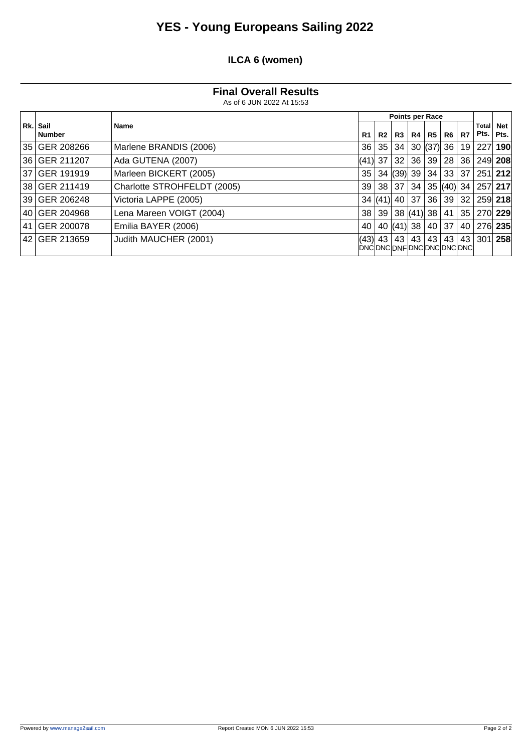# YES - Young Europeans Sailing 2022

## ILCA 6 (women)

### Final Overall Results

As of 6 JUN 2022 At 15:53

| Rk. | Sail Number | Name | Points per Race | | | | | | | Total Pts. | Net Pts. |
|---|---|---|---|---|---|---|---|---|---|---|---|
| | | | R1 | R2 | R3 | R4 | R5 | R6 | R7 | | |
| 35 | GER 208266 | Marlene BRANDIS (2006) | 36 | 35 | 34 | 30 | (37) | 36 | 19 | 227 | **190** |
| 36 | GER 211207 | Ada GUTENA (2007) | (41) | 37 | 32 | 36 | 39 | 28 | 36 | 249 | **208** |
| 37 | GER 191919 | Marleen BICKERT (2005) | 35 | 34 | (39) | 39 | 34 | 33 | 37 | 251 | **212** |
| 38 | GER 211419 | Charlotte STROHFELDT (2005) | 39 | 38 | 37 | 34 | 35 | (40) | 34 | 257 | **217** |
| 39 | GER 206248 | Victoria LAPPE (2005) | 34 | (41) | 40 | 37 | 36 | 39 | 32 | 259 | **218** |
| 40 | GER 204968 | Lena Mareen VOIGT (2004) | 38 | 39 | 38 | (41) | 38 | 41 | 35 | 270 | **229** |
| 41 | GER 200078 | Emilia BAYER (2006) | 40 | 40 | (41) | 38 | 40 | 37 | 40 | 276 | **235** |
| 42 | GER 213659 | Judith MAUCHER (2001) | (43) DNC | 43 DNC | 43 DNF | 43 DNC | 43 DNC | 43 DNC | 43 DNC | 301 | **258** |

Powered by www.manage2sail.com

Report Created MON 6 JUN 2022 15:53